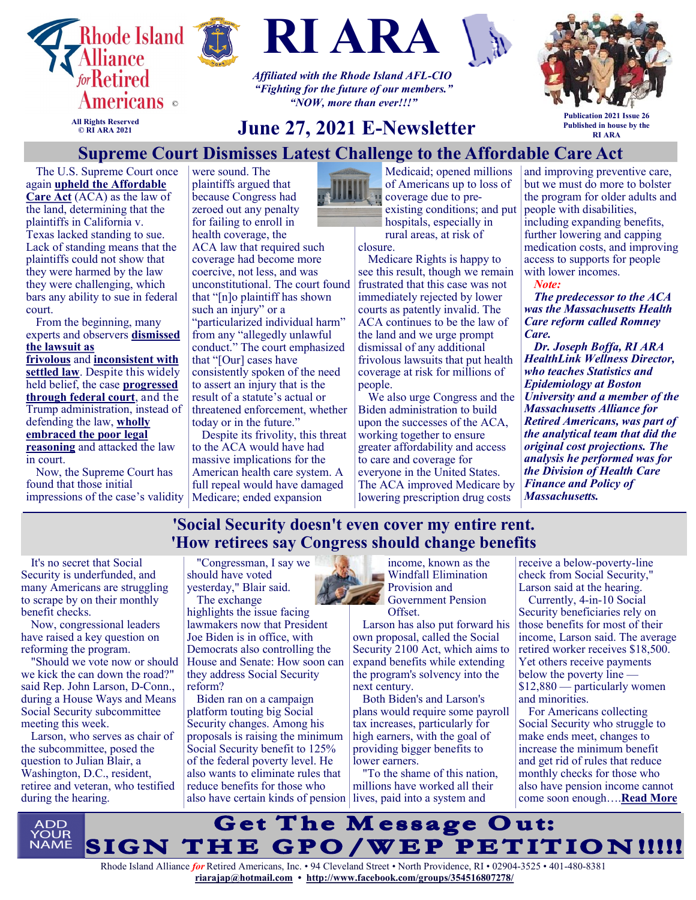# RI ARA

Rhode Island Alliance for Retired Americans ©

All Rights Reserved
© RI ARA 2021

*Affiliated with the Rhode Island AFL-CIO*
*"Fighting for the future of our members."*
*"NOW, more than ever!!!"*

Publication 2021 Issue 26
Published in house by the RI ARA

## June 27, 2021 E-Newsletter

## Supreme Court Dismisses Latest Challenge to the Affordable Care Act

The U.S. Supreme Court once again **upheld the Affordable Care Act** (ACA) as the law of the land, determining that the plaintiffs in California v. Texas lacked standing to sue. Lack of standing means that the plaintiffs could not show that they were harmed by the law they were challenging, which bars any ability to sue in federal court.

From the beginning, many experts and observers **dismissed the lawsuit as frivolous** and **inconsistent with settled law**. Despite this widely held belief, the case **progressed through federal court**, and the Trump administration, instead of defending the law, **wholly embraced the poor legal reasoning** and attacked the law in court.

Now, the Supreme Court has found that those initial impressions of the case's validity were sound. The plaintiffs argued that because Congress had zeroed out any penalty for failing to enroll in health coverage, the ACA law that required such coverage had become more coercive, not less, and was unconstitutional. The court found that "[n]o plaintiff has shown such an injury" or a "particularized individual harm" from any "allegedly unlawful conduct." The court emphasized that "[Our] cases have consistently spoken of the need to assert an injury that is the result of a statute's actual or threatened enforcement, whether today or in the future."

Despite its frivolity, this threat to the ACA would have had massive implications for the American health care system. A full repeal would have damaged Medicare; ended expansion Medicaid; opened millions of Americans up to loss of coverage due to pre-existing conditions; and put hospitals, especially in rural areas, at risk of closure.

Medicare Rights is happy to see this result, though we remain frustrated that this case was not immediately rejected by lower courts as patently invalid. The ACA continues to be the law of the land and we urge prompt dismissal of any additional frivolous lawsuits that put health coverage at risk for millions of people.

We also urge Congress and the Biden administration to build upon the successes of the ACA, working together to ensure greater affordability and access to care and coverage for everyone in the United States. The ACA improved Medicare by lowering prescription drug costs and improving preventive care, but we must do more to bolster the program for older adults and people with disabilities, including expanding benefits, further lowering and capping medication costs, and improving access to supports for people with lower incomes.

***Note:***

***The predecessor to the ACA was the Massachusetts Health Care reform called Romney Care.***

***Dr. Joseph Boffa, RI ARA HealthLink Wellness Director, who teaches Statistics and Epidemiology at Boston University and a member of the Massachusetts Alliance for Retired Americans, was part of the analytical team that did the original cost projections. The analysis he performed was for the Division of Health Care Finance and Policy of Massachusetts.***

## 'Social Security doesn't even cover my entire rent. 'How retirees say Congress should change benefits

It's no secret that Social Security is underfunded, and many Americans are struggling to scrape by on their monthly benefit checks.

Now, congressional leaders have raised a key question on reforming the program.

"Should we vote now or should we kick the can down the road?" said Rep. John Larson, D-Conn., during a House Ways and Means Social Security subcommittee meeting this week.

Larson, who serves as chair of the subcommittee, posed the question to Julian Blair, a Washington, D.C., resident, retiree and veteran, who testified during the hearing.

"Congressman, I say we should have voted yesterday," Blair said.

The exchange highlights the issue facing lawmakers now that President Joe Biden is in office, with Democrats also controlling the House and Senate: How soon can they address Social Security reform?

Biden ran on a campaign platform touting big Social Security changes. Among his proposals is raising the minimum Social Security benefit to 125% of the federal poverty level. He also wants to eliminate rules that reduce benefits for those who also have certain kinds of pension income, known as the Windfall Elimination Provision and Government Pension Offset.

Larson has also put forward his own proposal, called the Social Security 2100 Act, which aims to expand benefits while extending the program's solvency into the next century.

Both Biden's and Larson's plans would require some payroll tax increases, particularly for high earners, with the goal of providing bigger benefits to lower earners.

"To the shame of this nation, millions have worked all their lives, paid into a system and receive a below-poverty-line check from Social Security," Larson said at the hearing.

Currently, 4-in-10 Social Security beneficiaries rely on those benefits for most of their income, Larson said. The average retired worker receives $18,500. Yet others receive payments below the poverty line — $12,880 — particularly women and minorities.

For Americans collecting Social Security who struggle to make ends meet, changes to increase the minimum benefit and get rid of rules that reduce monthly checks for those who also have pension income cannot come soon enough….**Read More**

ADD YOUR NAME

## Get The Message Out: SIGN THE GPO/WEP PETITION!!!!!

Rhode Island Alliance *for* Retired Americans, Inc. • 94 Cleveland Street • North Providence, RI • 02904-3525 • 401-480-8381
**riarajap@hotmail.com** • **http://www.facebook.com/groups/354516807278/**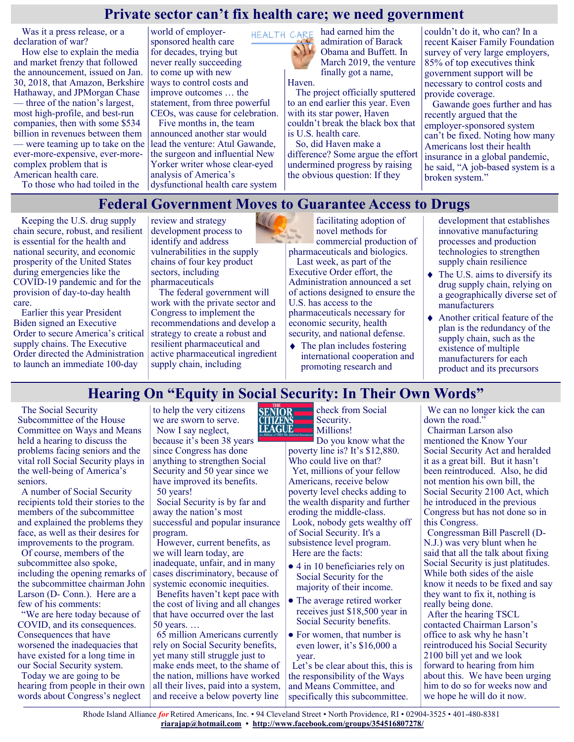## Private sector can't fix health care; we need government

Was it a press release, or a declaration of war?

How else to explain the media and market frenzy that followed the announcement, issued on Jan. 30, 2018, that Amazon, Berkshire Hathaway, and JPMorgan Chase — three of the nation's largest, most high-profile, and best-run companies, then with some $534 billion in revenues between them — were teaming up to take on the ever-more-expensive, ever-more-complex problem that is American health care.

To those who had toiled in the world of employer-sponsored health care for decades, trying but never really succeeding to come up with new ways to control costs and improve outcomes … the statement, from three powerful CEOs, was cause for celebration.

Five months in, the team announced another star would lead the venture: Atul Gawande, the surgeon and influential New Yorker writer whose clear-eyed analysis of America's dysfunctional health care system had earned him the admiration of Barack Obama and Buffett. In March 2019, the venture finally got a name, Haven.

The project officially sputtered to an end earlier this year. Even with its star power, Haven couldn't break the black box that is U.S. health care.

So, did Haven make a difference? Some argue the effort undermined progress by raising the obvious question: If they couldn't do it, who can? In a recent Kaiser Family Foundation survey of very large employers, 85% of top executives think government support will be necessary to control costs and provide coverage.

Gawande goes further and has recently argued that the employer-sponsored system can't be fixed. Noting how many Americans lost their health insurance in a global pandemic, he said, "A job-based system is a broken system."

## Federal Government Moves to Guarantee Access to Drugs

Keeping the U.S. drug supply chain secure, robust, and resilient is essential for the health and national security, and economic prosperity of the United States during emergencies like the COVID-19 pandemic and for the provision of day-to-day health care.

Earlier this year President Biden signed an Executive Order to secure America's critical supply chains. The Executive Order directed the Administration to launch an immediate 100-day review and strategy development process to identify and address vulnerabilities in the supply chains of four key product sectors, including pharmaceuticals

The federal government will work with the private sector and Congress to implement the recommendations and develop a strategy to create a robust and resilient pharmaceutical and active pharmaceutical ingredient supply chain, including facilitating adoption of novel methods for commercial production of pharmaceuticals and biologics.

Last week, as part of the Executive Order effort, the Administration announced a set of actions designed to ensure the U.S. has access to the pharmaceuticals necessary for economic security, health security, and national defense.

- The plan includes fostering international cooperation and promoting research and development that establishes innovative manufacturing processes and production technologies to strengthen supply chain resilience
- The U.S. aims to diversify its drug supply chain, relying on a geographically diverse set of manufacturers
- Another critical feature of the plan is the redundancy of the supply chain, such as the existence of multiple manufacturers for each product and its precursors

## Hearing On "Equity in Social Security: In Their Own Words"

The Social Security Subcommittee of the House Committee on Ways and Means held a hearing to discuss the problems facing seniors and the vital roll Social Security plays in the well-being of America's seniors.

A number of Social Security recipients told their stories to the members of the subcommittee and explained the problems they face, as well as their desires for improvements to the program.

Of course, members of the subcommittee also spoke, including the opening remarks of the subcommittee chairman John Larson (D- Conn.). Here are a few of his comments:

"We are here today because of COVID, and its consequences. Consequences that have worsened the inadequacies that have existed for a long time in our Social Security system.

Today we are going to be hearing from people in their own words about Congress's neglect to help the very citizens we are sworn to serve.

Now I say neglect, because it's been 38 years since Congress has done anything to strengthen Social Security and 50 year since we have improved its benefits.

50 years!

Social Security is by far and away the nation's most successful and popular insurance program.

However, current benefits, as we will learn today, are inadequate, unfair, and in many cases discriminatory, because of systemic economic inequities.

Benefits haven't kept pace with the cost of living and all changes that have occurred over the last 50 years. …

65 million Americans currently rely on Social Security benefits, yet many still struggle just to make ends meet, to the shame of the nation, millions have worked all their lives, paid into a system, and receive a below poverty line check from Social Security. Millions!

Do you know what the poverty line is? It's $12,880. Who could live on that?

Yet, millions of your fellow Americans, receive below poverty level checks adding to the wealth disparity and further eroding the middle-class.

Look, nobody gets wealthy off of Social Security. It's a subsistence level program.

Here are the facts:

- 4 in 10 beneficiaries rely on Social Security for the majority of their income.
- The average retired worker receives just $18,500 year in Social Security benefits.
- For women, that number is even lower, it's $16,000 a year.

Let's be clear about this, this is the responsibility of the Ways and Means Committee, and specifically this subcommittee.

We can no longer kick the can down the road."

Chairman Larson also mentioned the Know Your Social Security Act and heralded it as a great bill. But it hasn't been reintroduced. Also, he did not mention his own bill, the Social Security 2100 Act, which he introduced in the previous Congress but has not done so in this Congress.

Congressman Bill Pascrell (D-N.J.) was very blunt when he said that all the talk about fixing Social Security is just platitudes. While both sides of the aisle know it needs to be fixed and say they want to fix it, nothing is really being done.

After the hearing TSCL contacted Chairman Larson's office to ask why he hasn't reintroduced his Social Security 2100 bill yet and we look forward to hearing from him about this. We have been urging him to do so for weeks now and we hope he will do it now.

Rhode Island Alliance *for* Retired Americans, Inc. • 94 Cleveland Street • North Providence, RI • 02904-3525 • 401-480-8381
riarajap@hotmail.com • http://www.facebook.com/groups/354516807278/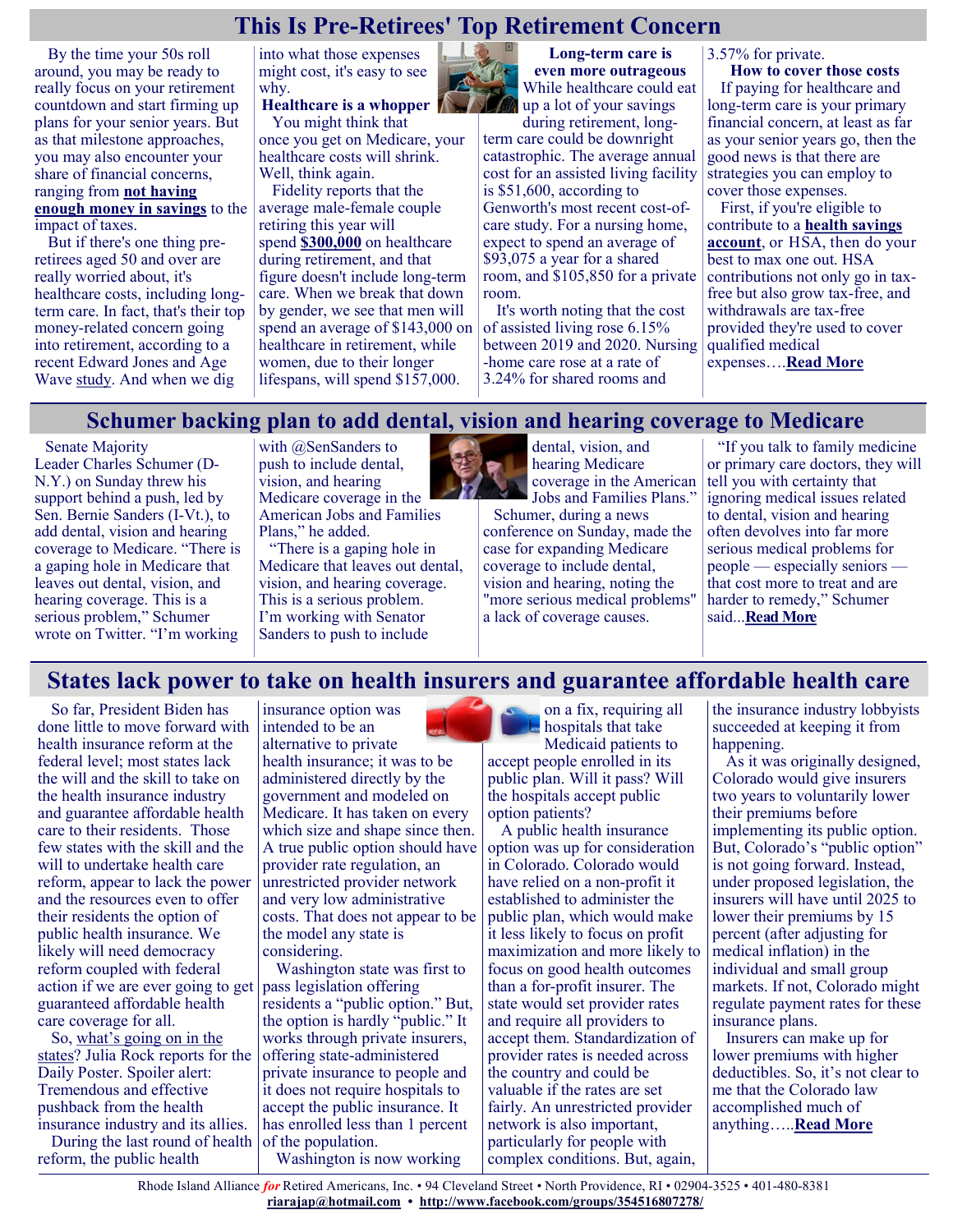# This Is Pre-Retirees' Top Retirement Concern

By the time your 50s roll around, you may be ready to really focus on your retirement countdown and start firming up plans for your senior years. But as that milestone approaches, you may also encounter your share of financial concerns, ranging from **not having enough money in savings** to the impact of taxes.

But if there's one thing pre-retirees aged 50 and over are really worried about, it's healthcare costs, including long-term care. In fact, that's their top money-related concern going into retirement, according to a recent Edward Jones and Age Wave study. And when we dig into what those expenses might cost, it's easy to see why.

**Healthcare is a whopper**

You might think that once you get on Medicare, your healthcare costs will shrink. Well, think again.

Fidelity reports that the average male-female couple retiring this year will spend **$300,000** on healthcare during retirement, and that figure doesn't include long-term care. When we break that down by gender, we see that men will spend an average of $143,000 on healthcare in retirement, while women, due to their longer lifespans, will spend $157,000.

**Long-term care is even more outrageous**

While healthcare could eat up a lot of your savings during retirement, long-term care could be downright catastrophic. The average annual cost for an assisted living facility is $51,600, according to Genworth's most recent cost-of-care study. For a nursing home, expect to spend an average of $93,075 a year for a shared room, and $105,850 for a private room.

It's worth noting that the cost of assisted living rose 6.15% between 2019 and 2020. Nursing-home care rose at a rate of 3.24% for shared rooms and 3.57% for private.

**How to cover those costs**

If paying for healthcare and long-term care is your primary financial concern, at least as far as your senior years go, then the good news is that there are strategies you can employ to cover those expenses.

First, if you're eligible to contribute to a **health savings account**, or HSA, then do your best to max one out. HSA contributions not only go in tax-free but also grow tax-free, and withdrawals are tax-free provided they're used to cover qualified medical expenses….**Read More**

# Schumer backing plan to add dental, vision and hearing coverage to Medicare

Senate Majority Leader Charles Schumer (D-N.Y.) on Sunday threw his support behind a push, led by Sen. Bernie Sanders (I-Vt.), to add dental, vision and hearing coverage to Medicare. "There is a gaping hole in Medicare that leaves out dental, vision, and hearing coverage. This is a serious problem," Schumer wrote on Twitter. "I'm working with @SenSanders to push to include dental, vision, and hearing Medicare coverage in the American Jobs and Families Plans," he added.

"There is a gaping hole in Medicare that leaves out dental, vision, and hearing coverage. This is a serious problem. I'm working with Senator Sanders to push to include dental, vision, and hearing Medicare coverage in the American Jobs and Families Plans."

Schumer, during a news conference on Sunday, made the case for expanding Medicare coverage to include dental, vision and hearing, noting the "more serious medical problems" a lack of coverage causes.

"If you talk to family medicine or primary care doctors, they will tell you with certainty that ignoring medical issues related to dental, vision and hearing often devolves into far more serious medical problems for people — especially seniors — that cost more to treat and are harder to remedy," Schumer said...**Read More**

# States lack power to take on health insurers and guarantee affordable health care

So far, President Biden has done little to move forward with health insurance reform at the federal level; most states lack the will and the skill to take on the health insurance industry and guarantee affordable health care to their residents. Those few states with the skill and the will to undertake health care reform, appear to lack the power and the resources even to offer their residents the option of public health insurance. We likely will need democracy reform coupled with federal action if we are ever going to get guaranteed affordable health care coverage for all.

So, what's going on in the states? Julia Rock reports for the Daily Poster. Spoiler alert: Tremendous and effective pushback from the health insurance industry and its allies.

During the last round of health reform, the public health insurance option was intended to be an alternative to private health insurance; it was to be administered directly by the government and modeled on Medicare. It has taken on every which size and shape since then. A true public option should have provider rate regulation, an unrestricted provider network and very low administrative costs. That does not appear to be the model any state is considering.

Washington state was first to pass legislation offering residents a "public option." But, the option is hardly "public." It works through private insurers, offering state-administered private insurance to people and it does not require hospitals to accept the public insurance. It has enrolled less than 1 percent of the population.

Washington is now working on a fix, requiring all hospitals that take Medicaid patients to accept people enrolled in its public plan. Will it pass? Will the hospitals accept public option patients?

A public health insurance option was up for consideration in Colorado. Colorado would have relied on a non-profit it established to administer the public plan, which would make it less likely to focus on profit maximization and more likely to focus on good health outcomes than a for-profit insurer. The state would set provider rates and require all providers to accept them. Standardization of provider rates is needed across the country and could be valuable if the rates are set fairly. An unrestricted provider network is also important, particularly for people with complex conditions. But, again, the insurance industry lobbyists succeeded at keeping it from happening.

As it was originally designed, Colorado would give insurers two years to voluntarily lower their premiums before implementing its public option. But, Colorado's "public option" is not going forward. Instead, under proposed legislation, the insurers will have until 2025 to lower their premiums by 15 percent (after adjusting for medical inflation) in the individual and small group markets. If not, Colorado might regulate payment rates for these insurance plans.

Insurers can make up for lower premiums with higher deductibles. So, it's not clear to me that the Colorado law accomplished much of anything…..**Read More**

Rhode Island Alliance *for* Retired Americans, Inc. • 94 Cleveland Street • North Providence, RI • 02904-3525 • 401-480-8381
**riarajap@hotmail.com** • **http://www.facebook.com/groups/354516807278/**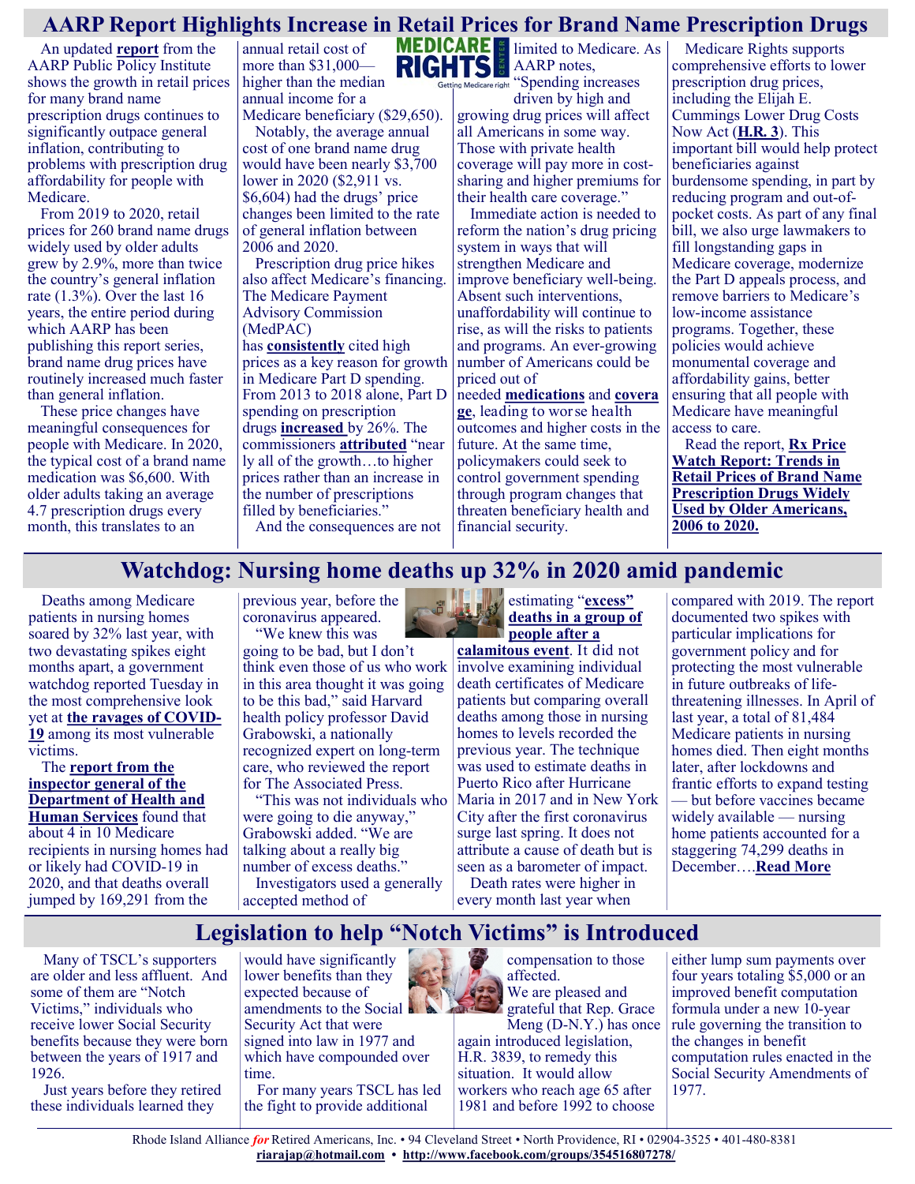## AARP Report Highlights Increase in Retail Prices for Brand Name Prescription Drugs

An updated **report** from the AARP Public Policy Institute shows the growth in retail prices for many brand name prescription drugs continues to significantly outpace general inflation, contributing to problems with prescription drug affordability for people with Medicare.

From 2019 to 2020, retail prices for 260 brand name drugs widely used by older adults grew by 2.9%, more than twice the country's general inflation rate (1.3%). Over the last 16 years, the entire period during which AARP has been publishing this report series, brand name drug prices have routinely increased much faster than general inflation.

These price changes have meaningful consequences for people with Medicare. In 2020, the typical cost of a brand name medication was $6,600. With older adults taking an average 4.7 prescription drugs every month, this translates to an annual retail cost of more than $31,000—higher than the median annual income for a Medicare beneficiary ($29,650).

Notably, the average annual cost of one brand name drug would have been nearly $3,700 lower in 2020 ($2,911 vs. $6,604) had the drugs' price changes been limited to the rate of general inflation between 2006 and 2020.

Prescription drug price hikes also affect Medicare's financing. The Medicare Payment Advisory Commission (MedPAC) has **consistently** cited high prices as a key reason for growth in Medicare Part D spending. From 2013 to 2018 alone, Part D spending on prescription drugs **increased** by 26%. The commissioners **attributed** "nearly all of the growth…to higher prices rather than an increase in the number of prescriptions filled by beneficiaries."

And the consequences are not limited to Medicare. As AARP notes, "Spending increases driven by high and growing drug prices will affect all Americans in some way. Those with private health coverage will pay more in cost-sharing and higher premiums for their health care coverage."

Immediate action is needed to reform the nation's drug pricing system in ways that will strengthen Medicare and improve beneficiary well-being. Absent such interventions, unaffordability will continue to rise, as will the risks to patients and programs. An ever-growing number of Americans could be priced out of needed **medications** and **coverage**, leading to worse health outcomes and higher costs in the future. At the same time, policymakers could seek to control government spending through program changes that threaten beneficiary health and financial security.

Medicare Rights supports comprehensive efforts to lower prescription drug prices, including the Elijah E. Cummings Lower Drug Costs Now Act (**H.R. 3**). This important bill would help protect beneficiaries against burdensome spending, in part by reducing program and out-of-pocket costs. As part of any final bill, we also urge lawmakers to fill longstanding gaps in Medicare coverage, modernize the Part D appeals process, and remove barriers to Medicare's low-income assistance programs. Together, these policies would achieve monumental coverage and affordability gains, better ensuring that all people with Medicare have meaningful access to care.

Read the report, **Rx Price Watch Report: Trends in Retail Prices of Brand Name Prescription Drugs Widely Used by Older Americans, 2006 to 2020.**

## Watchdog: Nursing home deaths up 32% in 2020 amid pandemic

Deaths among Medicare patients in nursing homes soared by 32% last year, with two devastating spikes eight months apart, a government watchdog reported Tuesday in the most comprehensive look yet at **the ravages of COVID-19** among its most vulnerable victims.

The **report from the inspector general of the Department of Health and Human Services** found that about 4 in 10 Medicare recipients in nursing homes had or likely had COVID-19 in 2020, and that deaths overall jumped by 169,291 from the previous year, before the coronavirus appeared.

"We knew this was going to be bad, but I don't think even those of us who work in this area thought it was going to be this bad," said Harvard health policy professor David Grabowski, a nationally recognized expert on long-term care, who reviewed the report for The Associated Press.

"This was not individuals who were going to die anyway," Grabowski added. "We are talking about a really big number of excess deaths."

Investigators used a generally accepted method of estimating "**excess" deaths in a group of people after a calamitous event**. It did not involve examining individual death certificates of Medicare patients but comparing overall deaths among those in nursing homes to levels recorded the previous year. The technique was used to estimate deaths in Puerto Rico after Hurricane Maria in 2017 and in New York City after the first coronavirus surge last spring. It does not attribute a cause of death but is seen as a barometer of impact.

Death rates were higher in every month last year when compared with 2019. The report documented two spikes with particular implications for government policy and for protecting the most vulnerable in future outbreaks of life-threatening illnesses. In April of last year, a total of 81,484 Medicare patients in nursing homes died. Then eight months later, after lockdowns and frantic efforts to expand testing — but before vaccines became widely available — nursing home patients accounted for a staggering 74,299 deaths in December….**Read More**

## Legislation to help "Notch Victims" is Introduced

Many of TSCL's supporters are older and less affluent. And some of them are "Notch Victims," individuals who receive lower Social Security benefits because they were born between the years of 1917 and 1926.

Just years before they retired these individuals learned they would have significantly lower benefits than they expected because of amendments to the Social Security Act that were signed into law in 1977 and which have compounded over time.

For many years TSCL has led the fight to provide additional compensation to those affected.

We are pleased and grateful that Rep. Grace Meng (D-N.Y.) has once again introduced legislation, H.R. 3839, to remedy this situation. It would allow workers who reach age 65 after 1981 and before 1992 to choose either lump sum payments over four years totaling $5,000 or an improved benefit computation formula under a new 10-year rule governing the transition to the changes in benefit computation rules enacted in the Social Security Amendments of 1977.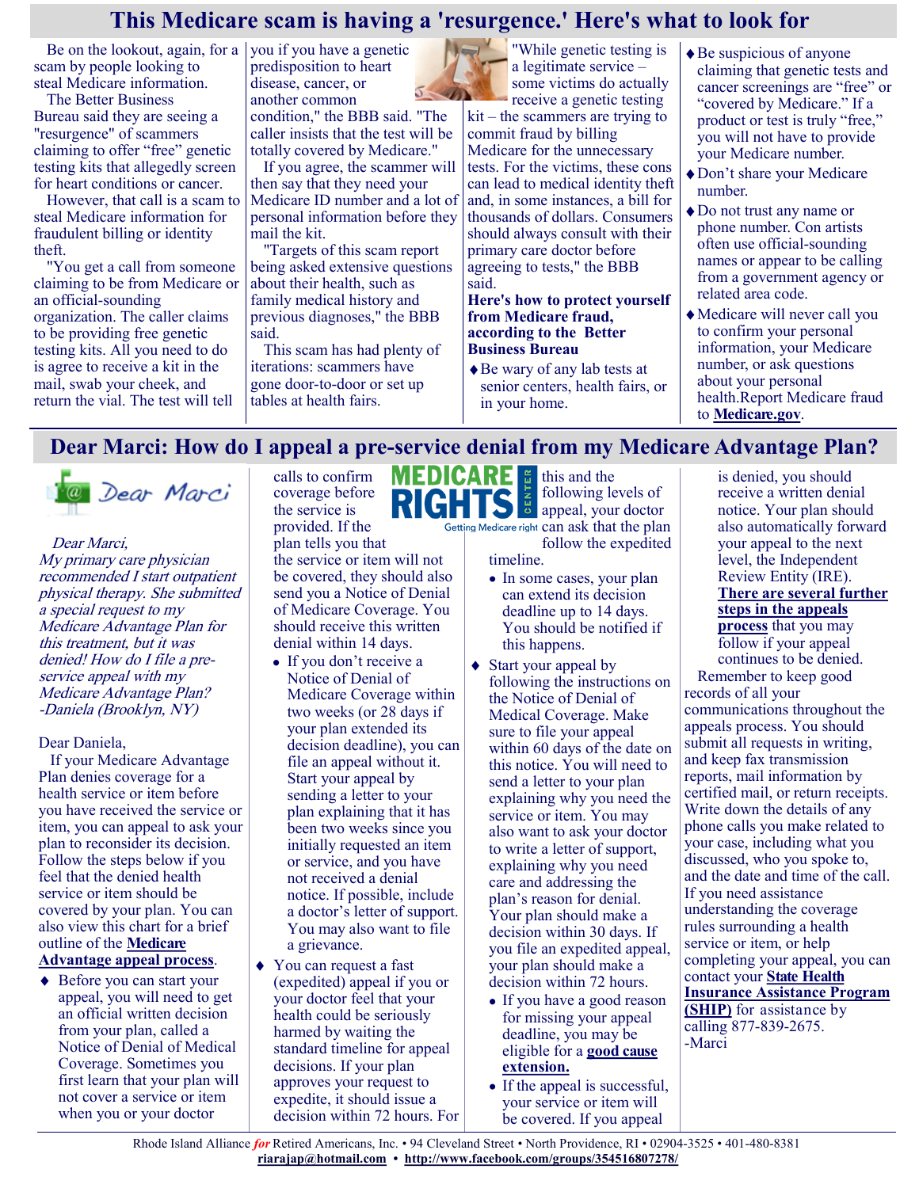# This Medicare scam is having a 'resurgence.' Here's what to look for

Be on the lookout, again, for a scam by people looking to steal Medicare information.

The Better Business Bureau said they are seeing a "resurgence" of scammers claiming to offer "free" genetic testing kits that allegedly screen for heart conditions or cancer.

However, that call is a scam to steal Medicare information for fraudulent billing or identity theft.

"You get a call from someone claiming to be from Medicare or an official-sounding organization. The caller claims to be providing free genetic testing kits. All you need to do is agree to receive a kit in the mail, swab your cheek, and return the vial. The test will tell you if you have a genetic predisposition to heart disease, cancer, or another common condition," the BBB said. "The caller insists that the test will be totally covered by Medicare."

If you agree, the scammer will then say that they need your Medicare ID number and a lot of personal information before they mail the kit.

"Targets of this scam report being asked extensive questions about their health, such as family medical history and previous diagnoses," the BBB said.

This scam has had plenty of iterations: scammers have gone door-to-door or set up tables at health fairs.

"While genetic testing is a legitimate service – some victims do actually receive a genetic testing kit – the scammers are trying to commit fraud by billing Medicare for the unnecessary tests. For the victims, these cons can lead to medical identity theft and, in some instances, a bill for thousands of dollars. Consumers should always consult with their primary care doctor before agreeing to tests," the BBB said.

**Here's how to protect yourself from Medicare fraud, according to the Better Business Bureau**

- Be wary of any lab tests at senior centers, health fairs, or in your home.
- Be suspicious of anyone claiming that genetic tests and cancer screenings are "free" or "covered by Medicare." If a product or test is truly "free," you will not have to provide your Medicare number.
- Don't share your Medicare number.
- Do not trust any name or phone number. Con artists often use official-sounding names or appear to be calling from a government agency or related area code.
- Medicare will never call you to confirm your personal information, your Medicare number, or ask questions about your personal health.Report Medicare fraud to **Medicare.gov**.

# Dear Marci: How do I appeal a pre-service denial from my Medicare Advantage Plan?

Dear Marci

*Dear Marci,*
*My primary care physician recommended I start outpatient physical therapy. She submitted a special request to my Medicare Advantage Plan for this treatment, but it was denied! How do I file a pre-service appeal with my Medicare Advantage Plan?*
*-Daniela (Brooklyn, NY)*

Dear Daniela,

If your Medicare Advantage Plan denies coverage for a health service or item before you have received the service or item, you can appeal to ask your plan to reconsider its decision. Follow the steps below if you feel that the denied health service or item should be covered by your plan. You can also view this chart for a brief outline of the **Medicare Advantage appeal process**.

- Before you can start your appeal, you will need to get an official written decision from your plan, called a Notice of Denial of Medical Coverage. Sometimes you first learn that your plan will not cover a service or item when you or your doctor calls to confirm coverage before the service is provided. If the plan tells you that the service or item will not be covered, they should also send you a Notice of Denial of Medicare Coverage. You should receive this written denial within 14 days.
  - If you don't receive a Notice of Denial of Medicare Coverage within two weeks (or 28 days if your plan extended its decision deadline), you can file an appeal without it. Start your appeal by sending a letter to your plan explaining that it has been two weeks since you initially requested an item or service, and you have not received a denial notice. If possible, include a doctor's letter of support. You may also want to file a grievance.
- You can request a fast (expedited) appeal if you or your doctor feel that your health could be seriously harmed by waiting the standard timeline for appeal decisions. If your plan approves your request to expedite, it should issue a decision within 72 hours. For this and the following levels of appeal, your doctor can ask that the plan follow the expedited timeline.
  - In some cases, your plan can extend its decision deadline up to 14 days. You should be notified if this happens.
- Start your appeal by following the instructions on the Notice of Denial of Medical Coverage. Make sure to file your appeal within 60 days of the date on this notice. You will need to send a letter to your plan explaining why you need the service or item. You may also want to ask your doctor to write a letter of support, explaining why you need care and addressing the plan's reason for denial. Your plan should make a decision within 30 days. If you file an expedited appeal, your plan should make a decision within 72 hours.
  - If you have a good reason for missing your appeal deadline, you may be eligible for a **good cause extension.**
  - If the appeal is successful, your service or item will be covered. If you appeal is denied, you should receive a written denial notice. Your plan should also automatically forward your appeal to the next level, the Independent Review Entity (IRE). **There are several further steps in the appeals process** that you may follow if your appeal continues to be denied.

Remember to keep good records of all your communications throughout the appeals process. You should submit all requests in writing, and keep fax transmission reports, mail information by certified mail, or return receipts. Write down the details of any phone calls you make related to your case, including what you discussed, who you spoke to, and the date and time of the call. If you need assistance understanding the coverage rules surrounding a health service or item, or help completing your appeal, you can contact your **State Health Insurance Assistance Program (SHIP)** for assistance by calling 877-839-2675.
-Marci

Rhode Island Alliance *for* Retired Americans, Inc. • 94 Cleveland Street • North Providence, RI • 02904-3525 • 401-480-8381
**riarajap@hotmail.com** • **http://www.facebook.com/groups/354516807278/**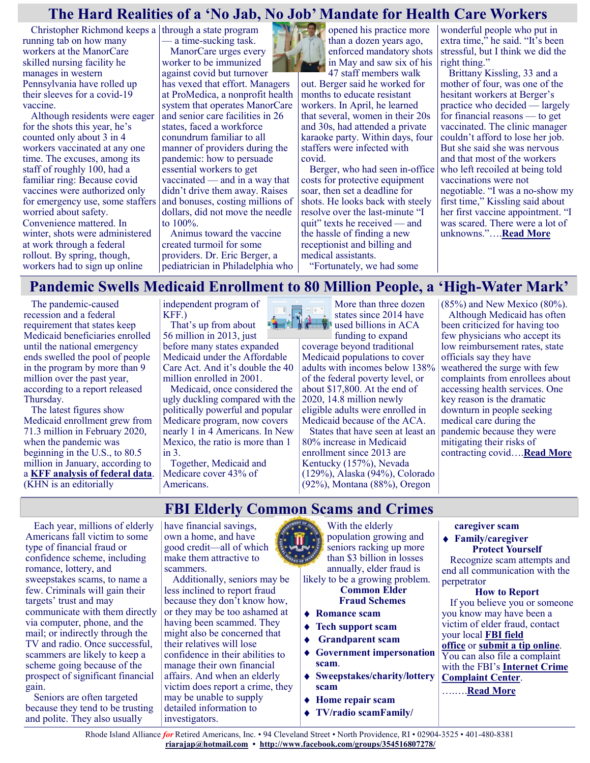# The Hard Realities of a 'No Jab, No Job' Mandate for Health Care Workers

Christopher Richmond keeps a running tab on how many workers at the ManorCare skilled nursing facility he manages in western Pennsylvania have rolled up their sleeves for a covid-19 vaccine.

Although residents were eager for the shots this year, he's counted only about 3 in 4 workers vaccinated at any one time. The excuses, among its staff of roughly 100, had a familiar ring: Because covid vaccines were authorized only for emergency use, some staffers worried about safety. Convenience mattered. In winter, shots were administered at work through a federal rollout. By spring, though, workers had to sign up online through a state program — a time-sucking task.

ManorCare urges every worker to be immunized against covid but turnover has vexed that effort. Managers at ProMedica, a nonprofit health system that operates ManorCare and senior care facilities in 26 states, faced a workforce conundrum familiar to all manner of providers during the pandemic: how to persuade essential workers to get vaccinated — and in a way that didn't drive them away. Raises and bonuses, costing millions of dollars, did not move the needle to 100%.

Animus toward the vaccine created turmoil for some providers. Dr. Eric Berger, a pediatrician in Philadelphia who opened his practice more than a dozen years ago, enforced mandatory shots in May and saw six of his 47 staff members walk out. Berger said he worked for months to educate resistant workers. In April, he learned that several, women in their 20s and 30s, had attended a private karaoke party. Within days, four staffers were infected with covid.

Berger, who had seen in-office costs for protective equipment soar, then set a deadline for shots. He looks back with steely resolve over the last-minute "I quit" texts he received — and the hassle of finding a new receptionist and billing and medical assistants.

"Fortunately, we had some wonderful people who put in extra time," he said. "It's been stressful, but I think we did the right thing."

Brittany Kissling, 33 and a mother of four, was one of the hesitant workers at Berger's practice who decided — largely for financial reasons — to get vaccinated. The clinic manager couldn't afford to lose her job. But she said she was nervous and that most of the workers who left recoiled at being told vaccinations were not negotiable. "I was a no-show my first time," Kissling said about her first vaccine appointment. "I was scared. There were a lot of unknowns."….**Read More**

# Pandemic Swells Medicaid Enrollment to 80 Million People, a 'High-Water Mark'

The pandemic-caused recession and a federal requirement that states keep Medicaid beneficiaries enrolled until the national emergency ends swelled the pool of people in the program by more than 9 million over the past year, according to a report released Thursday.

The latest figures show Medicaid enrollment grew from 71.3 million in February 2020, when the pandemic was beginning in the U.S., to 80.5 million in January, according to a **KFF analysis of federal data**. (KHN is an editorially independent program of KFF.)

That's up from about 56 million in 2013, just before many states expanded Medicaid under the Affordable Care Act. And it's double the 40 million enrolled in 2001.

Medicaid, once considered the ugly duckling compared with the politically powerful and popular Medicare program, now covers nearly 1 in 4 Americans. In New Mexico, the ratio is more than 1 in 3.

Together, Medicaid and Medicare cover 43% of Americans.

More than three dozen states since 2014 have used billions in ACA funding to expand coverage beyond traditional Medicaid populations to cover adults with incomes below 138% of the federal poverty level, or about $17,800. At the end of 2020, 14.8 million newly eligible adults were enrolled in Medicaid because of the ACA.

States that have seen at least an 80% increase in Medicaid enrollment since 2013 are Kentucky (157%), Nevada (129%), Alaska (94%), Colorado (92%), Montana (88%), Oregon (85%) and New Mexico (80%).

Although Medicaid has often been criticized for having too few physicians who accept its low reimbursement rates, state officials say they have weathered the surge with few complaints from enrollees about accessing health services. One key reason is the dramatic downturn in people seeking medical care during the pandemic because they were mitigating their risks of contracting covid….**Read More**

# FBI Elderly Common Scams and Crimes

Each year, millions of elderly Americans fall victim to some type of financial fraud or confidence scheme, including romance, lottery, and sweepstakes scams, to name a few. Criminals will gain their targets' trust and may communicate with them directly via computer, phone, and the mail; or indirectly through the TV and radio. Once successful, scammers are likely to keep a scheme going because of the prospect of significant financial gain.

Seniors are often targeted because they tend to be trusting and polite. They also usually have financial savings, own a home, and have good credit—all of which make them attractive to scammers.

Additionally, seniors may be less inclined to report fraud because they don't know how, or they may be too ashamed at having been scammed. They might also be concerned that their relatives will lose confidence in their abilities to manage their own financial affairs. And when an elderly victim does report a crime, they may be unable to supply detailed information to investigators.

With the elderly population growing and seniors racking up more than $3 billion in losses annually, elder fraud is likely to be a growing problem.

**Common Elder Fraud Schemes**

- **Romance scam**
- **Tech support scam**
- **Grandparent scam**
- **Government impersonation scam**.
- **Sweepstakes/charity/lottery scam**
- **Home repair scam**
- **TV/radio scamFamily/caregiver scam**
- **Family/caregiver**

**Protect Yourself**

Recognize scam attempts and end all communication with the perpetrator

**How to Report**

If you believe you or someone you know may have been a victim of elder fraud, contact your local **FBI field office** or **submit a tip online**. You can also file a complaint with the FBI's **Internet Crime Complaint Center**.

……..**Read More**

Rhode Island Alliance *for* Retired Americans, Inc. • 94 Cleveland Street • North Providence, RI • 02904-3525 • 401-480-8381
**riarajap@hotmail.com** • **http://www.facebook.com/groups/354516807278/**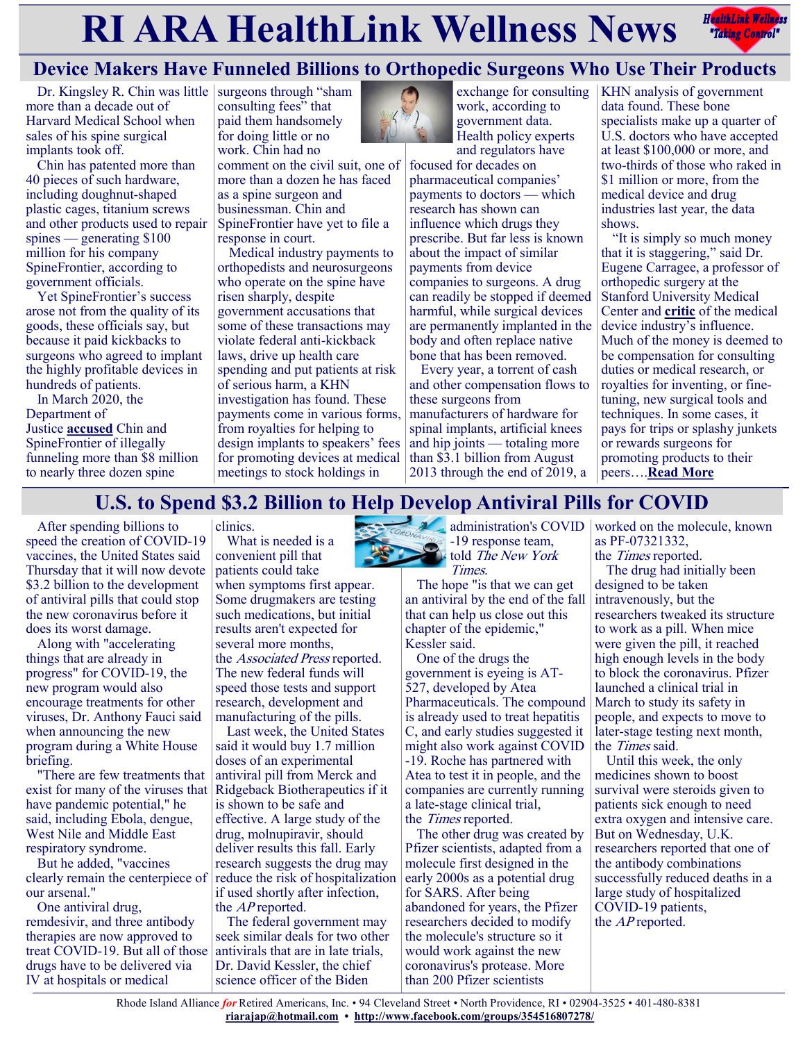# RI ARA HealthLink Wellness News

## Device Makers Have Funneled Billions to Orthopedic Surgeons Who Use Their Products

Dr. Kingsley R. Chin was little more than a decade out of Harvard Medical School when sales of his spine surgical implants took off.

Chin has patented more than 40 pieces of such hardware, including doughnut-shaped plastic cages, titanium screws and other products used to repair spines — generating $100 million for his company SpineFrontier, according to government officials.

Yet SpineFrontier's success arose not from the quality of its goods, these officials say, but because it paid kickbacks to surgeons who agreed to implant the highly profitable devices in hundreds of patients.

In March 2020, the Department of Justice **accused** Chin and SpineFrontier of illegally funneling more than $8 million to nearly three dozen spine surgeons through "sham consulting fees" that paid them handsomely for doing little or no work. Chin had no comment on the civil suit, one of more than a dozen he has faced as a spine surgeon and businessman. Chin and SpineFrontier have yet to file a response in court.

Medical industry payments to orthopedists and neurosurgeons who operate on the spine have risen sharply, despite government accusations that some of these transactions may violate federal anti-kickback laws, drive up health care spending and put patients at risk of serious harm, a KHN investigation has found. These payments come in various forms, from royalties for helping to design implants to speakers' fees for promoting devices at medical meetings to stock holdings in exchange for consulting work, according to government data. Health policy experts and regulators have focused for decades on pharmaceutical companies' payments to doctors — which research has shown can influence which drugs they prescribe. But far less is known about the impact of similar payments from device companies to surgeons. A drug can readily be stopped if deemed harmful, while surgical devices are permanently implanted in the body and often replace native bone that has been removed.

Every year, a torrent of cash and other compensation flows to these surgeons from manufacturers of hardware for spinal implants, artificial knees and hip joints — totaling more than $3.1 billion from August 2013 through the end of 2019, a KHN analysis of government data found. These bone specialists make up a quarter of U.S. doctors who have accepted at least $100,000 or more, and two-thirds of those who raked in $1 million or more, from the medical device and drug industries last year, the data shows.

"It is simply so much money that it is staggering," said Dr. Eugene Carragee, a professor of orthopedic surgery at the Stanford University Medical Center and **critic** of the medical device industry's influence. Much of the money is deemed to be compensation for consulting duties or medical research, or royalties for inventing, or fine-tuning, new surgical tools and techniques. In some cases, it pays for trips or splashy junkets or rewards surgeons for promoting products to their peers….**Read More**

## U.S. to Spend $3.2 Billion to Help Develop Antiviral Pills for COVID

After spending billions to speed the creation of COVID-19 vaccines, the United States said Thursday that it will now devote $3.2 billion to the development of antiviral pills that could stop the new coronavirus before it does its worst damage.

Along with "accelerating things that are already in progress" for COVID-19, the new program would also encourage treatments for other viruses, Dr. Anthony Fauci said when announcing the new program during a White House briefing.

"There are few treatments that exist for many of the viruses that have pandemic potential," he said, including Ebola, dengue, West Nile and Middle East respiratory syndrome.

But he added, "vaccines clearly remain the centerpiece of our arsenal."

One antiviral drug, remdesivir, and three antibody therapies are now approved to treat COVID-19. But all of those drugs have to be delivered via IV at hospitals or medical clinics.

What is needed is a convenient pill that patients could take when symptoms first appear. Some drugmakers are testing such medications, but initial results aren't expected for several more months, the *Associated Press* reported. The new federal funds will speed those tests and support research, development and manufacturing of the pills.

Last week, the United States said it would buy 1.7 million doses of an experimental antiviral pill from Merck and Ridgeback Biotherapeutics if it is shown to be safe and effective. A large study of the drug, molnupiravir, should deliver results this fall. Early research suggests the drug may reduce the risk of hospitalization if used shortly after infection, the *AP* reported.

The federal government may seek similar deals for two other antivirals that are in late trials, Dr. David Kessler, the chief science officer of the Biden administration's COVID-19 response team, told *The New York Times*.

The hope "is that we can get an antiviral by the end of the fall that can help us close out this chapter of the epidemic," Kessler said.

One of the drugs the government is eyeing is AT-527, developed by Atea Pharmaceuticals. The compound is already used to treat hepatitis C, and early studies suggested it might also work against COVID-19. Roche has partnered with Atea to test it in people, and the companies are currently running a late-stage clinical trial, the *Times* reported.

The other drug was created by Pfizer scientists, adapted from a molecule first designed in the early 2000s as a potential drug for SARS. After being abandoned for years, the Pfizer researchers decided to modify the molecule's structure so it would work against the new coronavirus's protease. More than 200 Pfizer scientists worked on the molecule, known as PF-07321332, the *Times* reported.

The drug had initially been designed to be taken intravenously, but the researchers tweaked its structure to work as a pill. When mice were given the pill, it reached high enough levels in the body to block the coronavirus. Pfizer launched a clinical trial in March to study its safety in people, and expects to move to later-stage testing next month, the *Times* said.

Until this week, the only medicines shown to boost survival were steroids given to patients sick enough to need extra oxygen and intensive care. But on Wednesday, U.K. researchers reported that one of the antibody combinations successfully reduced deaths in a large study of hospitalized COVID-19 patients, the *AP* reported.

Rhode Island Alliance *for* Retired Americans, Inc. • 94 Cleveland Street • North Providence, RI • 02904-3525 • 401-480-8381
**riarajap@hotmail.com** • **http://www.facebook.com/groups/354516807278/**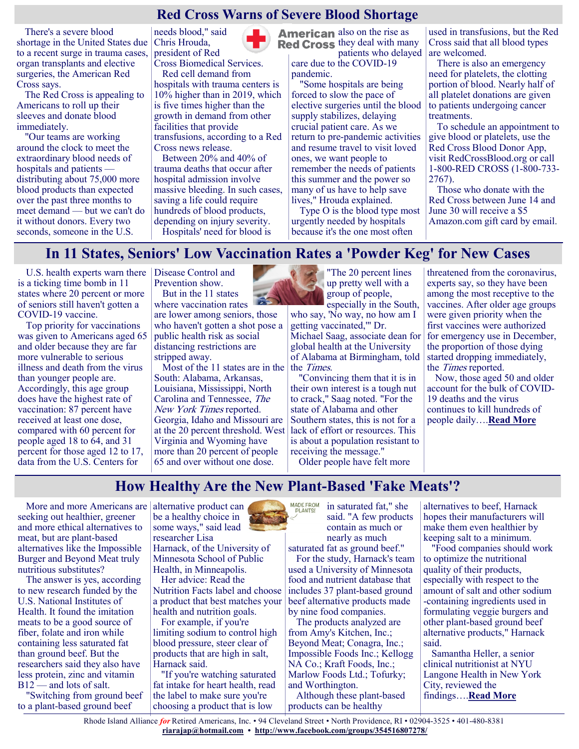## Red Cross Warns of Severe Blood Shortage

There's a severe blood shortage in the United States due to a recent surge in trauma cases, organ transplants and elective surgeries, the American Red Cross says.

The Red Cross is appealing to Americans to roll up their sleeves and donate blood immediately.

"Our teams are working around the clock to meet the extraordinary blood needs of hospitals and patients — distributing about 75,000 more blood products than expected over the past three months to meet demand — but we can't do it without donors. Every two seconds, someone in the U.S. needs blood," said Chris Hrouda, president of Red Cross Biomedical Services.

Red cell demand from hospitals with trauma centers is 10% higher than in 2019, which is five times higher than the growth in demand from other facilities that provide transfusions, according to a Red Cross news release.

Between 20% and 40% of trauma deaths that occur after hospital admission involve massive bleeding. In such cases, saving a life could require hundreds of blood products, depending on injury severity.

Hospitals' need for blood is also on the rise as they deal with many patients who delayed care due to the COVID-19 pandemic.

"Some hospitals are being forced to slow the pace of elective surgeries until the blood supply stabilizes, delaying crucial patient care. As we return to pre-pandemic activities and resume travel to visit loved ones, we want people to remember the needs of patients this summer and the power so many of us have to help save lives," Hrouda explained.

Type O is the blood type most urgently needed by hospitals because it's the one most often used in transfusions, but the Red Cross said that all blood types are welcomed.

There is also an emergency need for platelets, the clotting portion of blood. Nearly half of all platelet donations are given to patients undergoing cancer treatments.

To schedule an appointment to give blood or platelets, use the Red Cross Blood Donor App, visit RedCrossBlood.org or call 1-800-RED CROSS (1-800-733-2767).

Those who donate with the Red Cross between June 14 and June 30 will receive a $5 Amazon.com gift card by email.

## In 11 States, Seniors' Low Vaccination Rates a 'Powder Keg' for New Cases

U.S. health experts warn there is a ticking time bomb in 11 states where 20 percent or more of seniors still haven't gotten a COVID-19 vaccine.

Top priority for vaccinations was given to Americans aged 65 and older because they are far more vulnerable to serious illness and death from the virus than younger people are. Accordingly, this age group does have the highest rate of vaccination: 87 percent have received at least one dose, compared with 60 percent for people aged 18 to 64, and 31 percent for those aged 12 to 17, data from the U.S. Centers for Disease Control and Prevention show.

But in the 11 states where vaccination rates are lower among seniors, those who haven't gotten a shot pose a public health risk as social distancing restrictions are stripped away.

Most of the 11 states are in the South: Alabama, Arkansas, Louisiana, Mississippi, North Carolina and Tennessee, *The New York Times* reported. Georgia, Idaho and Missouri are at the 20 percent threshold. West Virginia and Wyoming have more than 20 percent of people 65 and over without one dose.

"The 20 percent lines up pretty well with a group of people, especially in the South, who say, 'No way, no how am I getting vaccinated,'" Dr. Michael Saag, associate dean for global health at the University of Alabama at Birmingham, told the *Times*.

"Convincing them that it is in their own interest is a tough nut to crack," Saag noted. "For the state of Alabama and other Southern states, this is not for a lack of effort or resources. This is about a population resistant to receiving the message."

Older people have felt more threatened from the coronavirus, experts say, so they have been among the most receptive to the vaccines. After older age groups were given priority when the first vaccines were authorized for emergency use in December, the proportion of those dying started dropping immediately, the *Times* reported.

Now, those aged 50 and older account for the bulk of COVID-19 deaths and the virus continues to kill hundreds of people daily….**Read More**

## How Healthy Are the New Plant-Based 'Fake Meats'?

More and more Americans are seeking out healthier, greener and more ethical alternatives to meat, but are plant-based alternatives like the Impossible Burger and Beyond Meat truly nutritious substitutes?

The answer is yes, according to new research funded by the U.S. National Institutes of Health. It found the imitation meats to be a good source of fiber, folate and iron while containing less saturated fat than ground beef. But the researchers said they also have less protein, zinc and vitamin B12 — and lots of salt.

"Switching from ground beef to a plant-based ground beef alternative product can be a healthy choice in some ways," said lead researcher Lisa Harnack, of the University of Minnesota School of Public Health, in Minneapolis.

Her advice: Read the Nutrition Facts label and choose a product that best matches your health and nutrition goals.

For example, if you're limiting sodium to control high blood pressure, steer clear of products that are high in salt, Harnack said.

"If you're watching saturated fat intake for heart health, read the label to make sure you're choosing a product that is low in saturated fat," she said. "A few products contain as much or nearly as much saturated fat as ground beef."

For the study, Harnack's team used a University of Minnesota food and nutrient database that includes 37 plant-based ground beef alternative products made by nine food companies.

The products analyzed are from Amy's Kitchen, Inc.; Beyond Meat; Conagra, Inc.; Impossible Foods Inc.; Kellogg NA Co.; Kraft Foods, Inc.; Marlow Foods Ltd.; Tofurky; and Worthington.

Although these plant-based products can be healthy alternatives to beef, Harnack hopes their manufacturers will make them even healthier by keeping salt to a minimum.

"Food companies should work to optimize the nutritional quality of their products, especially with respect to the amount of salt and other sodium-containing ingredients used in formulating veggie burgers and other plant-based ground beef alternative products," Harnack said.

Samantha Heller, a senior clinical nutritionist at NYU Langone Health in New York City, reviewed the findings….**Read More**

Rhode Island Alliance *for* Retired Americans, Inc. • 94 Cleveland Street • North Providence, RI • 02904-3525 • 401-480-8381
riarajap@hotmail.com • http://www.facebook.com/groups/354516807278/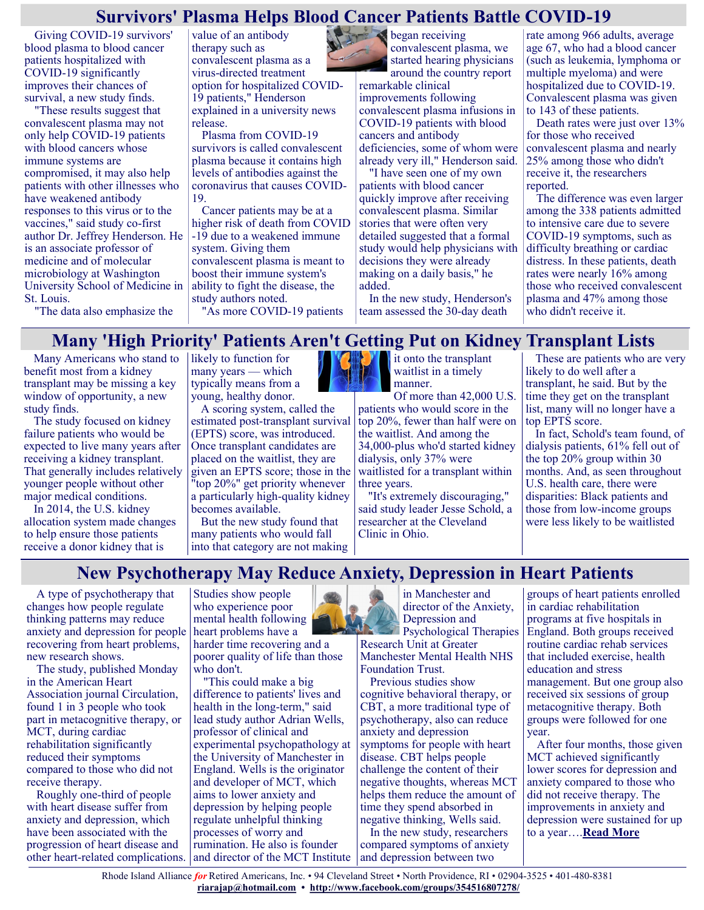## Survivors' Plasma Helps Blood Cancer Patients Battle COVID-19

Giving COVID-19 survivors' blood plasma to blood cancer patients hospitalized with COVID-19 significantly improves their chances of survival, a new study finds.

"These results suggest that convalescent plasma may not only help COVID-19 patients with blood cancers whose immune systems are compromised, it may also help patients with other illnesses who have weakened antibody responses to this virus or to the vaccines," said study co-first author Dr. Jeffrey Henderson. He is an associate professor of medicine and of molecular microbiology at Washington University School of Medicine in St. Louis.

"The data also emphasize the value of an antibody therapy such as convalescent plasma as a virus-directed treatment option for hospitalized COVID-19 patients," Henderson explained in a university news release.

Plasma from COVID-19 survivors is called convalescent plasma because it contains high levels of antibodies against the coronavirus that causes COVID-19.

Cancer patients may be at a higher risk of death from COVID-19 due to a weakened immune system. Giving them convalescent plasma is meant to boost their immune system's ability to fight the disease, the study authors noted.

"As more COVID-19 patients began receiving convalescent plasma, we started hearing physicians around the country report remarkable clinical improvements following convalescent plasma infusions in COVID-19 patients with blood cancers and antibody deficiencies, some of whom were already very ill," Henderson said.

"I have seen one of my own patients with blood cancer quickly improve after receiving convalescent plasma. Similar stories that were often very detailed suggested that a formal study would help physicians with decisions they were already making on a daily basis," he added.

In the new study, Henderson's team assessed the 30-day death rate among 966 adults, average age 67, who had a blood cancer (such as leukemia, lymphoma or multiple myeloma) and were hospitalized due to COVID-19. Convalescent plasma was given to 143 of these patients.

Death rates were just over 13% for those who received convalescent plasma and nearly 25% among those who didn't receive it, the researchers reported.

The difference was even larger among the 338 patients admitted to intensive care due to severe COVID-19 symptoms, such as difficulty breathing or cardiac distress. In these patients, death rates were nearly 16% among those who received convalescent plasma and 47% among those who didn't receive it.

## Many 'High Priority' Patients Aren't Getting Put on Kidney Transplant Lists

Many Americans who stand to benefit most from a kidney transplant may be missing a key window of opportunity, a new study finds.

The study focused on kidney failure patients who would be expected to live many years after receiving a kidney transplant. That generally includes relatively younger people without other major medical conditions.

In 2014, the U.S. kidney allocation system made changes to help ensure those patients receive a donor kidney that is likely to function for many years — which typically means from a young, healthy donor.

A scoring system, called the estimated post-transplant survival (EPTS) score, was introduced. Once transplant candidates are placed on the waitlist, they are given an EPTS score; those in the "top 20%" get priority whenever a particularly high-quality kidney becomes available.

But the new study found that many patients who would fall into that category are not making it onto the transplant waitlist in a timely manner.

Of more than 42,000 U.S. patients who would score in the top 20%, fewer than half were on the waitlist. And among the 34,000-plus who'd started kidney dialysis, only 37% were waitlisted for a transplant within three years.

"It's extremely discouraging," said study leader Jesse Schold, a researcher at the Cleveland Clinic in Ohio.

These are patients who are very likely to do well after a transplant, he said. But by the time they get on the transplant list, many will no longer have a top EPTS score.

In fact, Schold's team found, of dialysis patients, 61% fell out of the top 20% group within 30 months. And, as seen throughout U.S. health care, there were disparities: Black patients and those from low-income groups were less likely to be waitlisted

## New Psychotherapy May Reduce Anxiety, Depression in Heart Patients

A type of psychotherapy that changes how people regulate thinking patterns may reduce anxiety and depression for people recovering from heart problems, new research shows.

The study, published Monday in the American Heart Association journal Circulation, found 1 in 3 people who took part in metacognitive therapy, or MCT, during cardiac rehabilitation significantly reduced their symptoms compared to those who did not receive therapy.

Roughly one-third of people with heart disease suffer from anxiety and depression, which have been associated with the progression of heart disease and other heart-related complications. Studies show people who experience poor mental health following heart problems have a harder time recovering and a poorer quality of life than those who don't.

"This could make a big difference to patients' lives and health in the long-term," said lead study author Adrian Wells, professor of clinical and experimental psychopathology at the University of Manchester in England. Wells is the originator and developer of MCT, which aims to lower anxiety and depression by helping people regulate unhelpful thinking processes of worry and rumination. He also is founder and director of the MCT Institute in Manchester and director of the Anxiety, Depression and Psychological Therapies Research Unit at Greater Manchester Mental Health NHS Foundation Trust.

Previous studies show cognitive behavioral therapy, or CBT, a more traditional type of psychotherapy, also can reduce anxiety and depression symptoms for people with heart disease. CBT helps people challenge the content of their negative thoughts, whereas MCT helps them reduce the amount of time they spend absorbed in negative thinking, Wells said.

In the new study, researchers compared symptoms of anxiety and depression between two groups of heart patients enrolled in cardiac rehabilitation programs at five hospitals in England. Both groups received routine cardiac rehab services that included exercise, health education and stress management. But one group also received six sessions of group metacognitive therapy. Both groups were followed for one year.

After four months, those given MCT achieved significantly lower scores for depression and anxiety compared to those who did not receive therapy. The improvements in anxiety and depression were sustained for up to a year….**Read More**

Rhode Island Alliance *for* Retired Americans, Inc. • 94 Cleveland Street • North Providence, RI • 02904-3525 • 401-480-8381
**riarajap@hotmail.com** • **http://www.facebook.com/groups/354516807278/**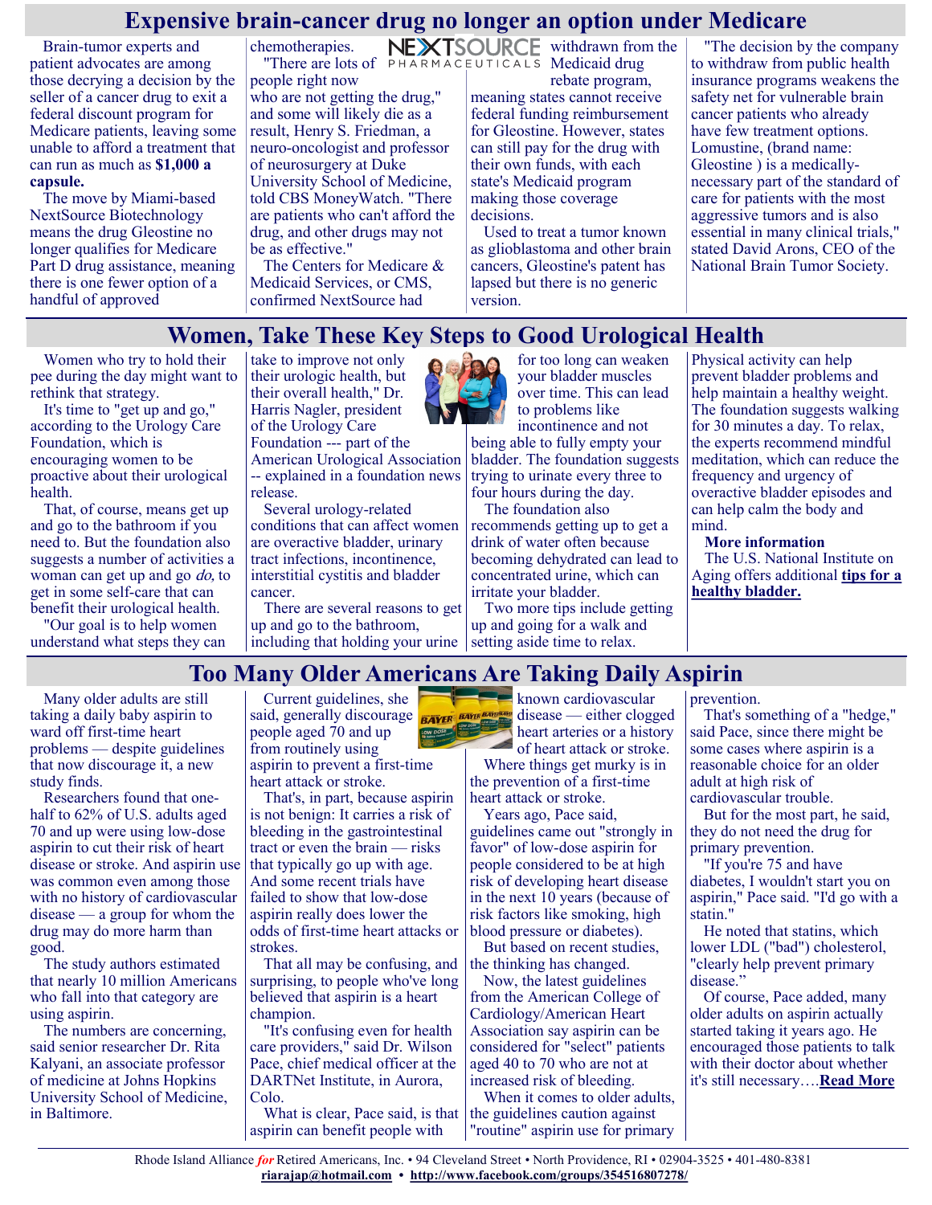# Expensive brain-cancer drug no longer an option under Medicare

Brain-tumor experts and patient advocates are among those decrying a decision by the seller of a cancer drug to exit a federal discount program for Medicare patients, leaving some unable to afford a treatment that can run as much as **$1,000 a capsule.**

The move by Miami-based NextSource Biotechnology means the drug Gleostine no longer qualifies for Medicare Part D drug assistance, meaning there is one fewer option of a handful of approved chemotherapies.

"There are lots of people right now who are not getting the drug," and some will likely die as a result, Henry S. Friedman, a neuro-oncologist and professor of neurosurgery at Duke University School of Medicine, told CBS MoneyWatch. "There are patients who can't afford the drug, and other drugs may not be as effective."

The Centers for Medicare & Medicaid Services, or CMS, confirmed NextSource had withdrawn from the Medicaid drug rebate program, meaning states cannot receive federal funding reimbursement for Gleostine. However, states can still pay for the drug with their own funds, with each state's Medicaid program making those coverage decisions.

Used to treat a tumor known as glioblastoma and other brain cancers, Gleostine's patent has lapsed but there is no generic version.

"The decision by the company to withdraw from public health insurance programs weakens the safety net for vulnerable brain cancer patients who already have few treatment options. Lomustine, (brand name: Gleostine ) is a medically-necessary part of the standard of care for patients with the most aggressive tumors and is also essential in many clinical trials," stated David Arons, CEO of the National Brain Tumor Society.

# Women, Take These Key Steps to Good Urological Health

Women who try to hold their pee during the day might want to rethink that strategy.

It's time to "get up and go," according to the Urology Care Foundation, which is encouraging women to be proactive about their urological health.

That, of course, means get up and go to the bathroom if you need to. But the foundation also suggests a number of activities a woman can get up and go *do*, to get in some self-care that can benefit their urological health.

"Our goal is to help women understand what steps they can take to improve not only their urologic health, but their overall health," Dr. Harris Nagler, president of the Urology Care Foundation --- part of the American Urological Association -- explained in a foundation news release.

Several urology-related conditions that can affect women are overactive bladder, urinary tract infections, incontinence, interstitial cystitis and bladder cancer.

There are several reasons to get up and go to the bathroom, including that holding your urine for too long can weaken your bladder muscles over time. This can lead to problems like incontinence and not being able to fully empty your bladder. The foundation suggests trying to urinate every three to four hours during the day.

The foundation also recommends getting up to get a drink of water often because becoming dehydrated can lead to concentrated urine, which can irritate your bladder.

Two more tips include getting up and going for a walk and setting aside time to relax.

Physical activity can help prevent bladder problems and help maintain a healthy weight. The foundation suggests walking for 30 minutes a day. To relax, the experts recommend mindful meditation, which can reduce the frequency and urgency of overactive bladder episodes and can help calm the body and mind.

**More information**

The U.S. National Institute on Aging offers additional **tips for a healthy bladder.**

# Too Many Older Americans Are Taking Daily Aspirin

Many older adults are still taking a daily baby aspirin to ward off first-time heart problems — despite guidelines that now discourage it, a new study finds.

Researchers found that one-half to 62% of U.S. adults aged 70 and up were using low-dose aspirin to cut their risk of heart disease or stroke. And aspirin use was common even among those with no history of cardiovascular disease — a group for whom the drug may do more harm than good.

The study authors estimated that nearly 10 million Americans who fall into that category are using aspirin.

The numbers are concerning, said senior researcher Dr. Rita Kalyani, an associate professor of medicine at Johns Hopkins University School of Medicine, in Baltimore.

Current guidelines, she said, generally discourage people aged 70 and up from routinely using aspirin to prevent a first-time heart attack or stroke.

That's, in part, because aspirin is not benign: It carries a risk of bleeding in the gastrointestinal tract or even the brain — risks that typically go up with age. And some recent trials have failed to show that low-dose aspirin really does lower the odds of first-time heart attacks or strokes.

That all may be confusing, and surprising, to people who've long believed that aspirin is a heart champion.

"It's confusing even for health care providers," said Dr. Wilson Pace, chief medical officer at the DARTNet Institute, in Aurora, Colo.

What is clear, Pace said, is that aspirin can benefit people with known cardiovascular disease — either clogged heart arteries or a history of heart attack or stroke.

Where things get murky is in the prevention of a first-time heart attack or stroke.

Years ago, Pace said, guidelines came out "strongly in favor" of low-dose aspirin for people considered to be at high risk of developing heart disease in the next 10 years (because of risk factors like smoking, high blood pressure or diabetes).

But based on recent studies, the thinking has changed.

Now, the latest guidelines from the American College of Cardiology/American Heart Association say aspirin can be considered for "select" patients aged 40 to 70 who are not at increased risk of bleeding.

When it comes to older adults, the guidelines caution against "routine" aspirin use for primary prevention.

That's something of a "hedge," said Pace, since there might be some cases where aspirin is a reasonable choice for an older adult at high risk of cardiovascular trouble.

But for the most part, he said, they do not need the drug for primary prevention.

"If you're 75 and have diabetes, I wouldn't start you on aspirin," Pace said. "I'd go with a statin."

He noted that statins, which lower LDL ("bad") cholesterol, "clearly help prevent primary disease."

Of course, Pace added, many older adults on aspirin actually started taking it years ago. He encouraged those patients to talk with their doctor about whether it's still necessary….**Read More**

Rhode Island Alliance *for* Retired Americans, Inc. • 94 Cleveland Street • North Providence, RI • 02904-3525 • 401-480-8381
**riarajap@hotmail.com** • **http://www.facebook.com/groups/354516807278/**